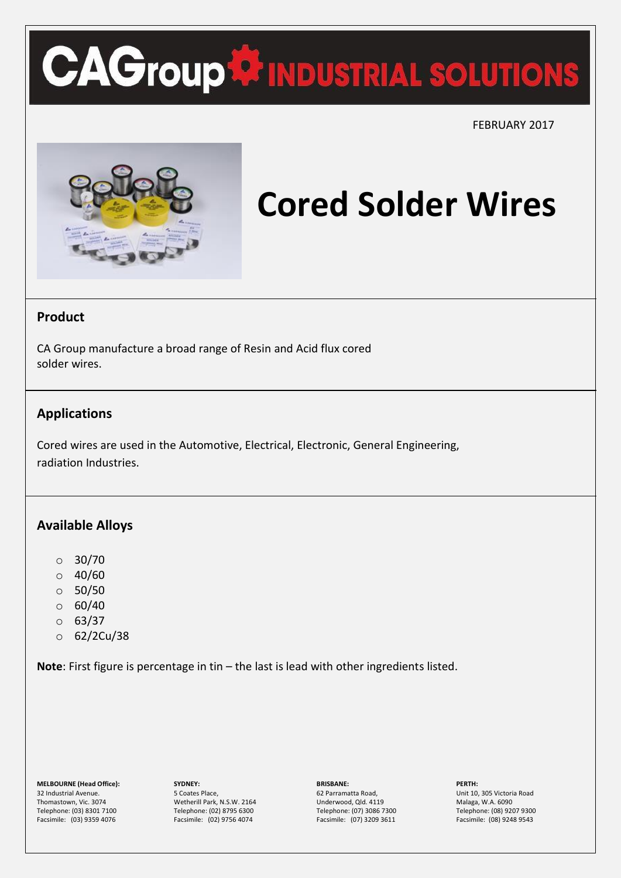# CAGroup INDUSTRIAL SOLUTIONS

FEBRUARY 2017

# Cored Solder Wires

## Product

CA Group manufacture a broad range of Resin and Acid flux cored solder wires.

## Applications

Cored wires are used in the Automotive, Electrical, Electronic, General Engineering, radiation Industries.

## Available Alloys

- 30/70
- 40/60
- 50/50
- 60/40
- 63/37
- 62/2Cu/38

**Note**: First figure is percentage in tin – the last is lead with other ingredients listed.

**MELBOURNE (Head Office):**
32 Industrial Avenue.
Thomastown, Vic. 3074
Telephone: (03) 8301 7100
Facsimile: (03) 9359 4076

**SYDNEY:**
5 Coates Place,
Wetherill Park, N.S.W. 2164
Telephone: (02) 8795 6300
Facsimile: (02) 9756 4074

**BRISBANE:**
62 Parramatta Road,
Underwood, Qld. 4119
Telephone: (07) 3086 7300
Facsimile: (07) 3209 3611

**PERTH:**
Unit 10, 305 Victoria Road
Malaga, W.A. 6090
Telephone: (08) 9207 9300
Facsimile: (08) 9248 9543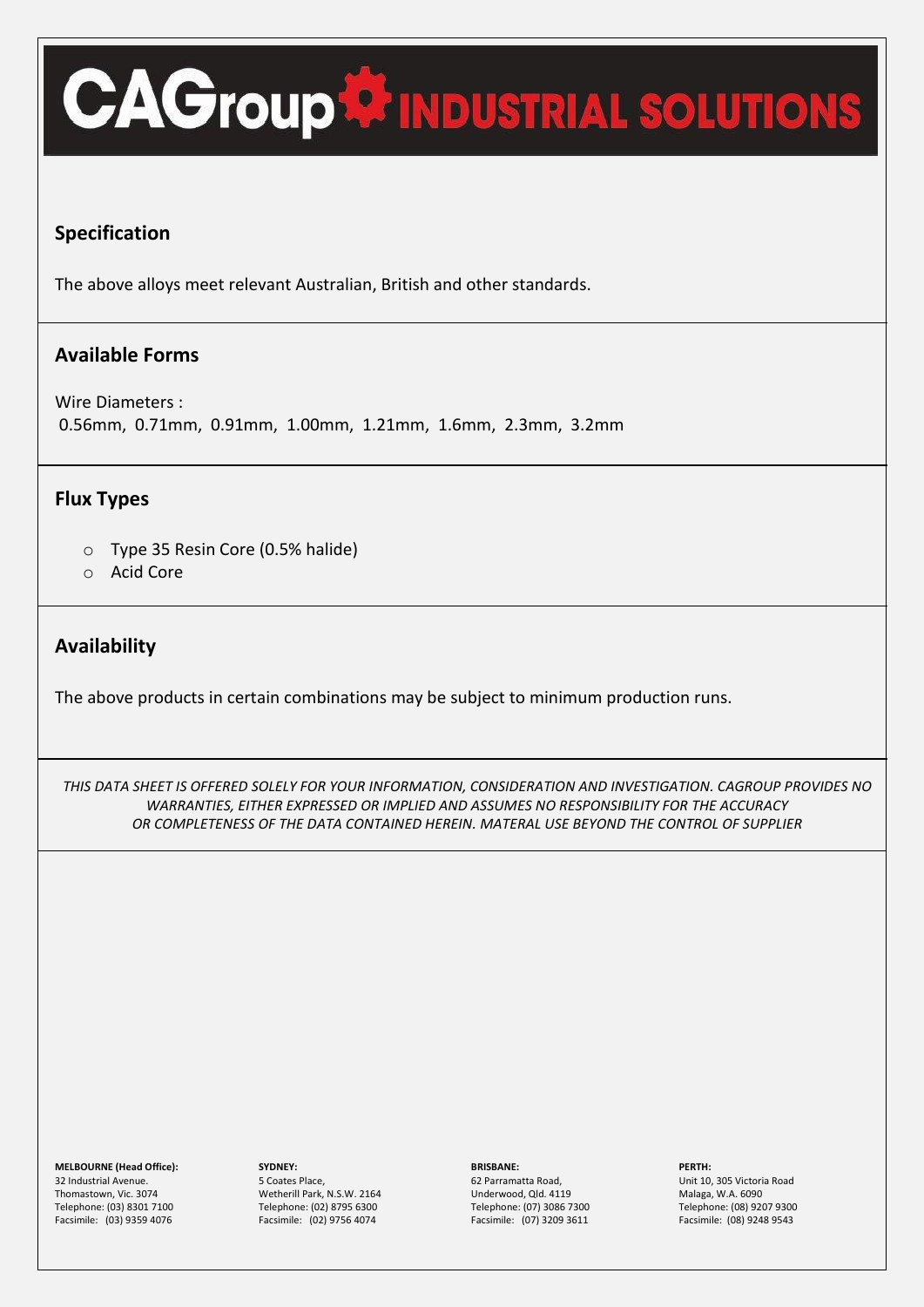## Specification

The above alloys meet relevant Australian, British and other standards.

## Available Forms

Wire Diameters :
0.56mm, 0.71mm, 0.91mm, 1.00mm, 1.21mm, 1.6mm, 2.3mm, 3.2mm

## Flux Types

- Type 35 Resin Core (0.5% halide)
- Acid Core

## Availability

The above products in certain combinations may be subject to minimum production runs.

*THIS DATA SHEET IS OFFERED SOLELY FOR YOUR INFORMATION, CONSIDERATION AND INVESTIGATION. CAGROUP PROVIDES NO WARRANTIES, EITHER EXPRESSED OR IMPLIED AND ASSUMES NO RESPONSIBILITY FOR THE ACCURACY OR COMPLETENESS OF THE DATA CONTAINED HEREIN. MATERAL USE BEYOND THE CONTROL OF SUPPLIER*

**MELBOURNE (Head Office):**
32 Industrial Avenue.
Thomastown, Vic. 3074
Telephone: (03) 8301 7100
Facsimile: (03) 9359 4076

**SYDNEY:**
5 Coates Place,
Wetherill Park, N.S.W. 2164
Telephone: (02) 8795 6300
Facsimile: (02) 9756 4074

**BRISBANE:**
62 Parramatta Road,
Underwood, Qld. 4119
Telephone: (07) 3086 7300
Facsimile: (07) 3209 3611

**PERTH:**
Unit 10, 305 Victoria Road
Malaga, W.A. 6090
Telephone: (08) 9207 9300
Facsimile: (08) 9248 9543